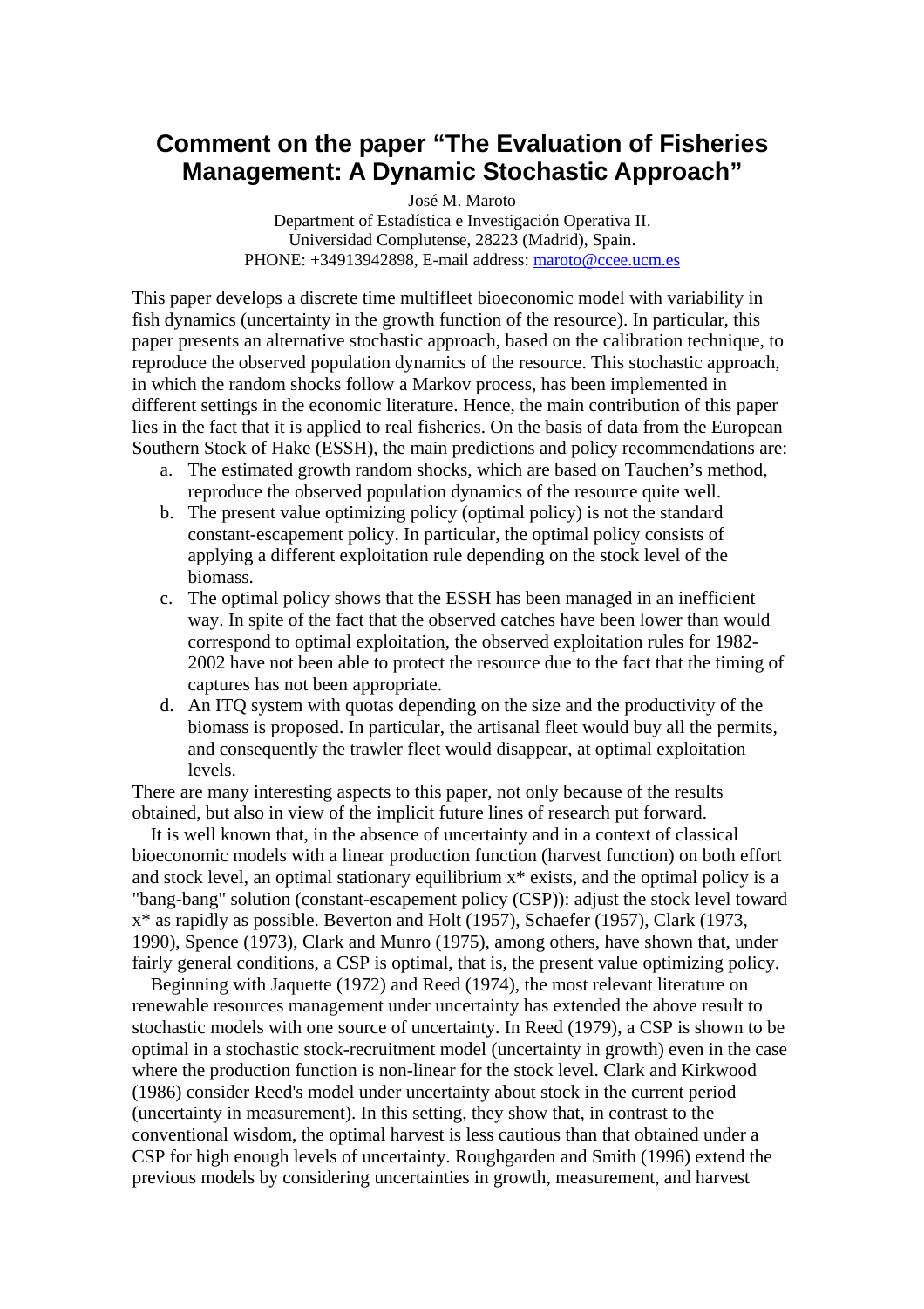# Comment on the paper "The Evaluation of Fisheries Management: A Dynamic Stochastic Approach"

José M. Maroto
Department of Estadística e Investigación Operativa II.
Universidad Complutense, 28223 (Madrid), Spain.
PHONE: +34913942898, E-mail address: maroto@ccee.ucm.es

This paper develops a discrete time multifleet bioeconomic model with variability in fish dynamics (uncertainty in the growth function of the resource). In particular, this paper presents an alternative stochastic approach, based on the calibration technique, to reproduce the observed population dynamics of the resource. This stochastic approach, in which the random shocks follow a Markov process, has been implemented in different settings in the economic literature. Hence, the main contribution of this paper lies in the fact that it is applied to real fisheries. On the basis of data from the European Southern Stock of Hake (ESSH), the main predictions and policy recommendations are:

a. The estimated growth random shocks, which are based on Tauchen's method, reproduce the observed population dynamics of the resource quite well.
b. The present value optimizing policy (optimal policy) is not the standard constant-escapement policy. In particular, the optimal policy consists of applying a different exploitation rule depending on the stock level of the biomass.
c. The optimal policy shows that the ESSH has been managed in an inefficient way. In spite of the fact that the observed catches have been lower than would correspond to optimal exploitation, the observed exploitation rules for 1982-2002 have not been able to protect the resource due to the fact that the timing of captures has not been appropriate.
d. An ITQ system with quotas depending on the size and the productivity of the biomass is proposed. In particular, the artisanal fleet would buy all the permits, and consequently the trawler fleet would disappear, at optimal exploitation levels.

There are many interesting aspects to this paper, not only because of the results obtained, but also in view of the implicit future lines of research put forward.

It is well known that, in the absence of uncertainty and in a context of classical bioeconomic models with a linear production function (harvest function) on both effort and stock level, an optimal stationary equilibrium $x^*$ exists, and the optimal policy is a "bang-bang" solution (constant-escapement policy (CSP)): adjust the stock level toward $x^*$ as rapidly as possible. Beverton and Holt (1957), Schaefer (1957), Clark (1973, 1990), Spence (1973), Clark and Munro (1975), among others, have shown that, under fairly general conditions, a CSP is optimal, that is, the present value optimizing policy.

Beginning with Jaquette (1972) and Reed (1974), the most relevant literature on renewable resources management under uncertainty has extended the above result to stochastic models with one source of uncertainty. In Reed (1979), a CSP is shown to be optimal in a stochastic stock-recruitment model (uncertainty in growth) even in the case where the production function is non-linear for the stock level. Clark and Kirkwood (1986) consider Reed's model under uncertainty about stock in the current period (uncertainty in measurement). In this setting, they show that, in contrast to the conventional wisdom, the optimal harvest is less cautious than that obtained under a CSP for high enough levels of uncertainty. Roughgarden and Smith (1996) extend the previous models by considering uncertainties in growth, measurement, and harvest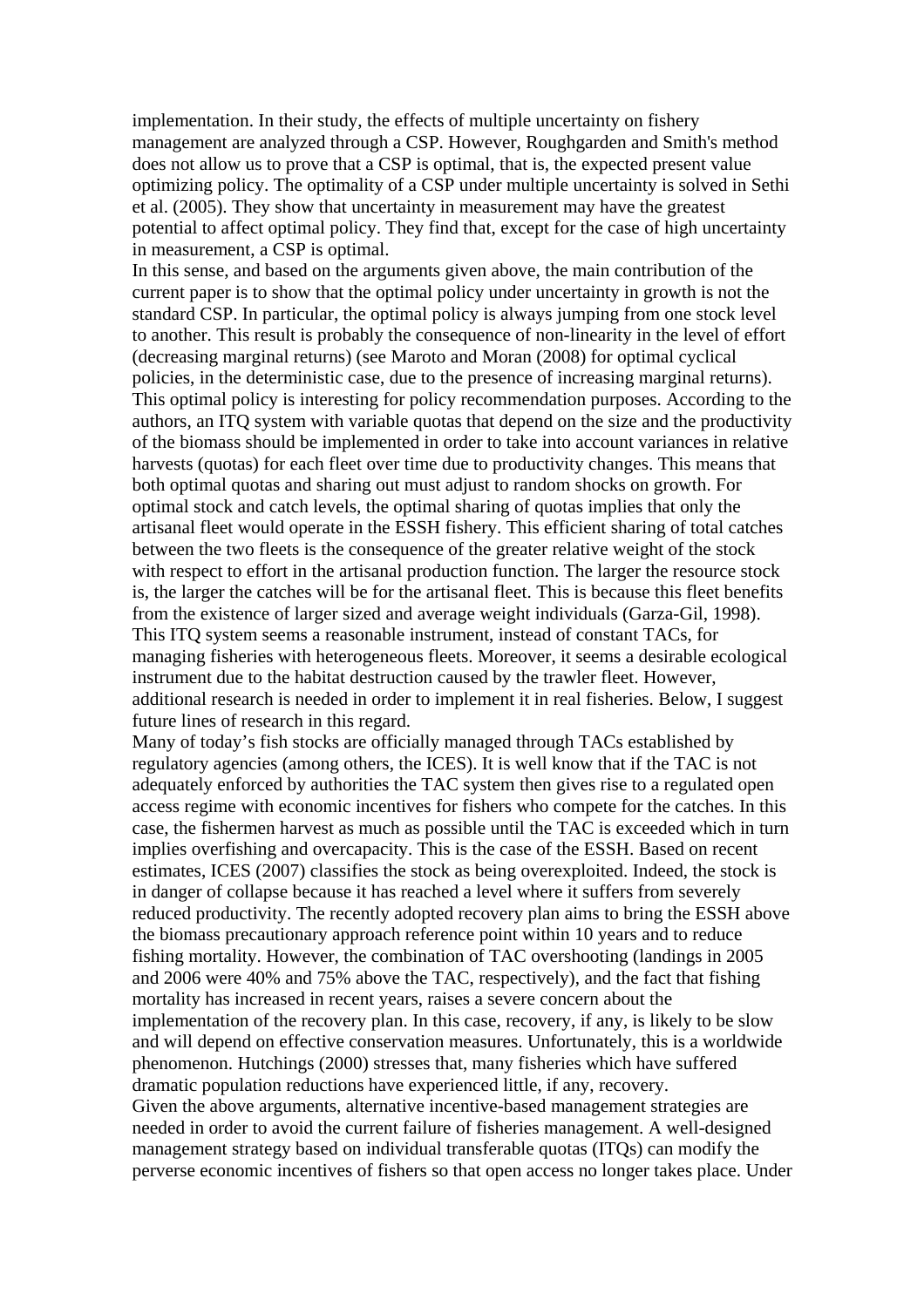implementation. In their study, the effects of multiple uncertainty on fishery management are analyzed through a CSP. However, Roughgarden and Smith's method does not allow us to prove that a CSP is optimal, that is, the expected present value optimizing policy. The optimality of a CSP under multiple uncertainty is solved in Sethi et al. (2005). They show that uncertainty in measurement may have the greatest potential to affect optimal policy. They find that, except for the case of high uncertainty in measurement, a CSP is optimal.

In this sense, and based on the arguments given above, the main contribution of the current paper is to show that the optimal policy under uncertainty in growth is not the standard CSP. In particular, the optimal policy is always jumping from one stock level to another. This result is probably the consequence of non-linearity in the level of effort (decreasing marginal returns) (see Maroto and Moran (2008) for optimal cyclical policies, in the deterministic case, due to the presence of increasing marginal returns). This optimal policy is interesting for policy recommendation purposes. According to the authors, an ITQ system with variable quotas that depend on the size and the productivity of the biomass should be implemented in order to take into account variances in relative harvests (quotas) for each fleet over time due to productivity changes. This means that both optimal quotas and sharing out must adjust to random shocks on growth. For optimal stock and catch levels, the optimal sharing of quotas implies that only the artisanal fleet would operate in the ESSH fishery. This efficient sharing of total catches between the two fleets is the consequence of the greater relative weight of the stock with respect to effort in the artisanal production function. The larger the resource stock is, the larger the catches will be for the artisanal fleet. This is because this fleet benefits from the existence of larger sized and average weight individuals (Garza-Gil, 1998). This ITQ system seems a reasonable instrument, instead of constant TACs, for managing fisheries with heterogeneous fleets. Moreover, it seems a desirable ecological instrument due to the habitat destruction caused by the trawler fleet. However, additional research is needed in order to implement it in real fisheries. Below, I suggest future lines of research in this regard.

Many of today's fish stocks are officially managed through TACs established by regulatory agencies (among others, the ICES). It is well know that if the TAC is not adequately enforced by authorities the TAC system then gives rise to a regulated open access regime with economic incentives for fishers who compete for the catches. In this case, the fishermen harvest as much as possible until the TAC is exceeded which in turn implies overfishing and overcapacity. This is the case of the ESSH. Based on recent estimates, ICES (2007) classifies the stock as being overexploited. Indeed, the stock is in danger of collapse because it has reached a level where it suffers from severely reduced productivity. The recently adopted recovery plan aims to bring the ESSH above the biomass precautionary approach reference point within 10 years and to reduce fishing mortality. However, the combination of TAC overshooting (landings in 2005 and 2006 were 40% and 75% above the TAC, respectively), and the fact that fishing mortality has increased in recent years, raises a severe concern about the implementation of the recovery plan. In this case, recovery, if any, is likely to be slow and will depend on effective conservation measures. Unfortunately, this is a worldwide phenomenon. Hutchings (2000) stresses that, many fisheries which have suffered dramatic population reductions have experienced little, if any, recovery.

Given the above arguments, alternative incentive-based management strategies are needed in order to avoid the current failure of fisheries management. A well-designed management strategy based on individual transferable quotas (ITQs) can modify the perverse economic incentives of fishers so that open access no longer takes place. Under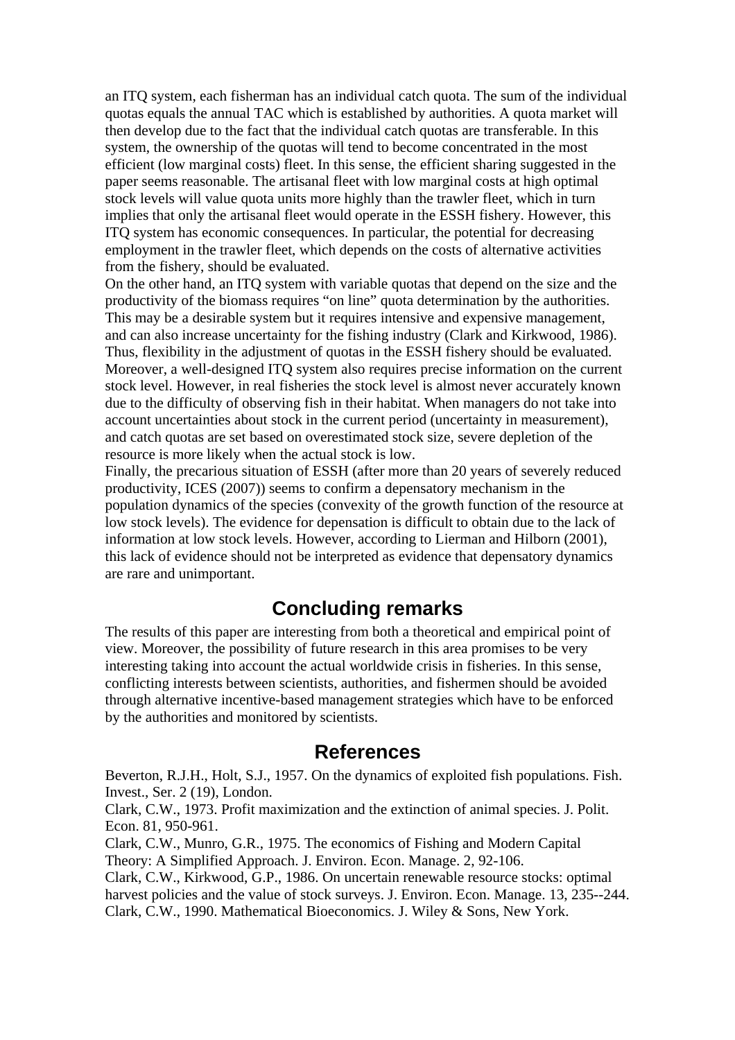an ITQ system, each fisherman has an individual catch quota. The sum of the individual quotas equals the annual TAC which is established by authorities. A quota market will then develop due to the fact that the individual catch quotas are transferable. In this system, the ownership of the quotas will tend to become concentrated in the most efficient (low marginal costs) fleet. In this sense, the efficient sharing suggested in the paper seems reasonable. The artisanal fleet with low marginal costs at high optimal stock levels will value quota units more highly than the trawler fleet, which in turn implies that only the artisanal fleet would operate in the ESSH fishery. However, this ITQ system has economic consequences. In particular, the potential for decreasing employment in the trawler fleet, which depends on the costs of alternative activities from the fishery, should be evaluated.

On the other hand, an ITQ system with variable quotas that depend on the size and the productivity of the biomass requires "on line" quota determination by the authorities. This may be a desirable system but it requires intensive and expensive management, and can also increase uncertainty for the fishing industry (Clark and Kirkwood, 1986). Thus, flexibility in the adjustment of quotas in the ESSH fishery should be evaluated. Moreover, a well-designed ITQ system also requires precise information on the current stock level. However, in real fisheries the stock level is almost never accurately known due to the difficulty of observing fish in their habitat. When managers do not take into account uncertainties about stock in the current period (uncertainty in measurement), and catch quotas are set based on overestimated stock size, severe depletion of the resource is more likely when the actual stock is low.

Finally, the precarious situation of ESSH (after more than 20 years of severely reduced productivity, ICES (2007)) seems to confirm a depensatory mechanism in the population dynamics of the species (convexity of the growth function of the resource at low stock levels). The evidence for depensation is difficult to obtain due to the lack of information at low stock levels. However, according to Lierman and Hilborn (2001), this lack of evidence should not be interpreted as evidence that depensatory dynamics are rare and unimportant.

## Concluding remarks

The results of this paper are interesting from both a theoretical and empirical point of view. Moreover, the possibility of future research in this area promises to be very interesting taking into account the actual worldwide crisis in fisheries. In this sense, conflicting interests between scientists, authorities, and fishermen should be avoided through alternative incentive-based management strategies which have to be enforced by the authorities and monitored by scientists.

## References

Beverton, R.J.H., Holt, S.J., 1957. On the dynamics of exploited fish populations. Fish. Invest., Ser. 2 (19), London.

Clark, C.W., 1973. Profit maximization and the extinction of animal species. J. Polit. Econ. 81, 950-961.

Clark, C.W., Munro, G.R., 1975. The economics of Fishing and Modern Capital Theory: A Simplified Approach. J. Environ. Econ. Manage. 2, 92-106.

Clark, C.W., Kirkwood, G.P., 1986. On uncertain renewable resource stocks: optimal harvest policies and the value of stock surveys. J. Environ. Econ. Manage. 13, 235--244.

Clark, C.W., 1990. Mathematical Bioeconomics. J. Wiley & Sons, New York.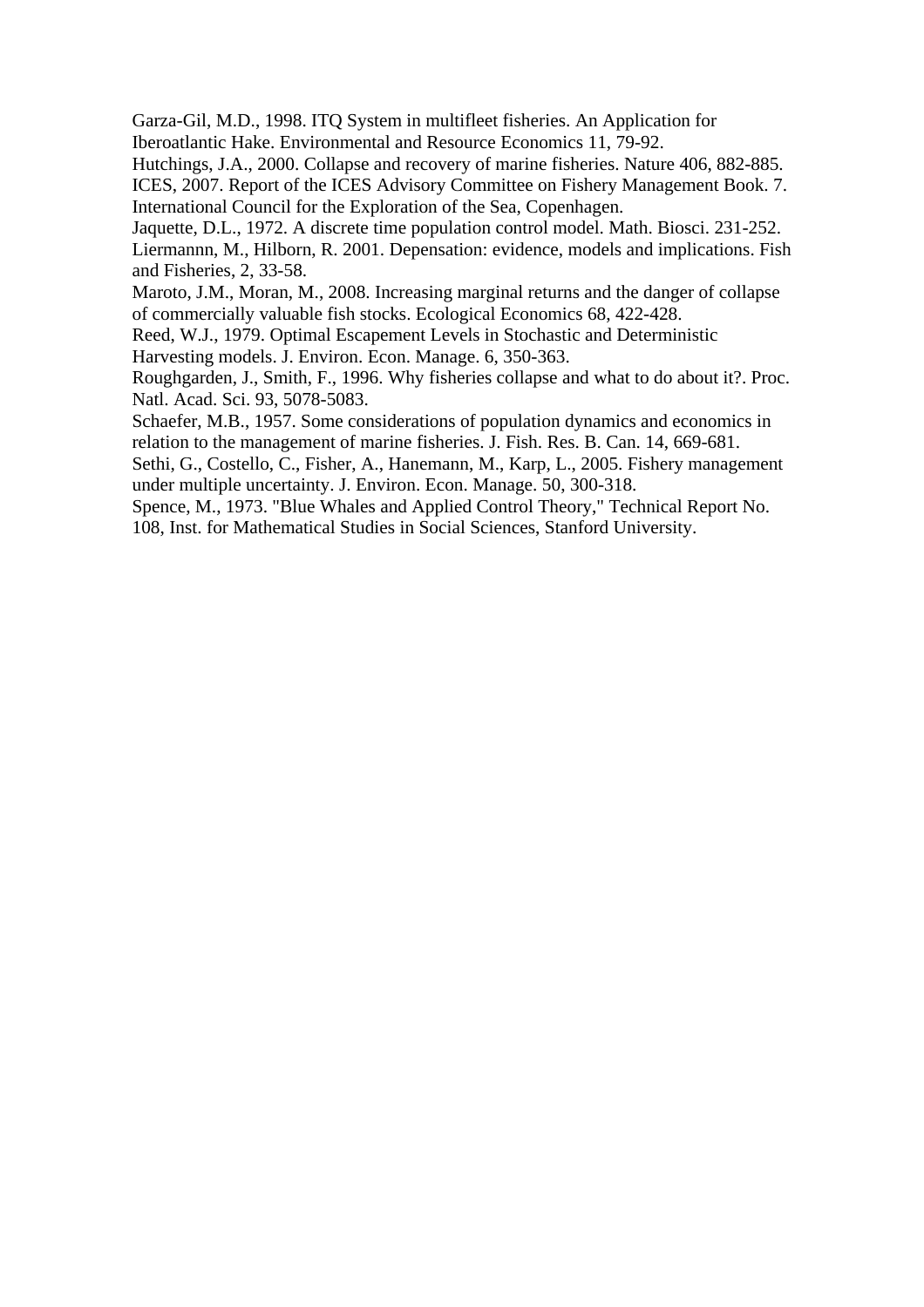Garza-Gil, M.D., 1998. ITQ System in multifleet fisheries. An Application for Iberoatlantic Hake. Environmental and Resource Economics 11, 79-92.

Hutchings, J.A., 2000. Collapse and recovery of marine fisheries. Nature 406, 882-885.

ICES, 2007. Report of the ICES Advisory Committee on Fishery Management Book. 7. International Council for the Exploration of the Sea, Copenhagen.

Jaquette, D.L., 1972. A discrete time population control model. Math. Biosci. 231-252.

Liermannn, M., Hilborn, R. 2001. Depensation: evidence, models and implications. Fish and Fisheries, 2, 33-58.

Maroto, J.M., Moran, M., 2008. Increasing marginal returns and the danger of collapse of commercially valuable fish stocks. Ecological Economics 68, 422-428.

Reed, W.J., 1979. Optimal Escapement Levels in Stochastic and Deterministic Harvesting models. J. Environ. Econ. Manage. 6, 350-363.

Roughgarden, J., Smith, F., 1996. Why fisheries collapse and what to do about it?. Proc. Natl. Acad. Sci. 93, 5078-5083.

Schaefer, M.B., 1957. Some considerations of population dynamics and economics in relation to the management of marine fisheries. J. Fish. Res. B. Can. 14, 669-681.

Sethi, G., Costello, C., Fisher, A., Hanemann, M., Karp, L., 2005. Fishery management under multiple uncertainty. J. Environ. Econ. Manage. 50, 300-318.

Spence, M., 1973. "Blue Whales and Applied Control Theory," Technical Report No. 108, Inst. for Mathematical Studies in Social Sciences, Stanford University.